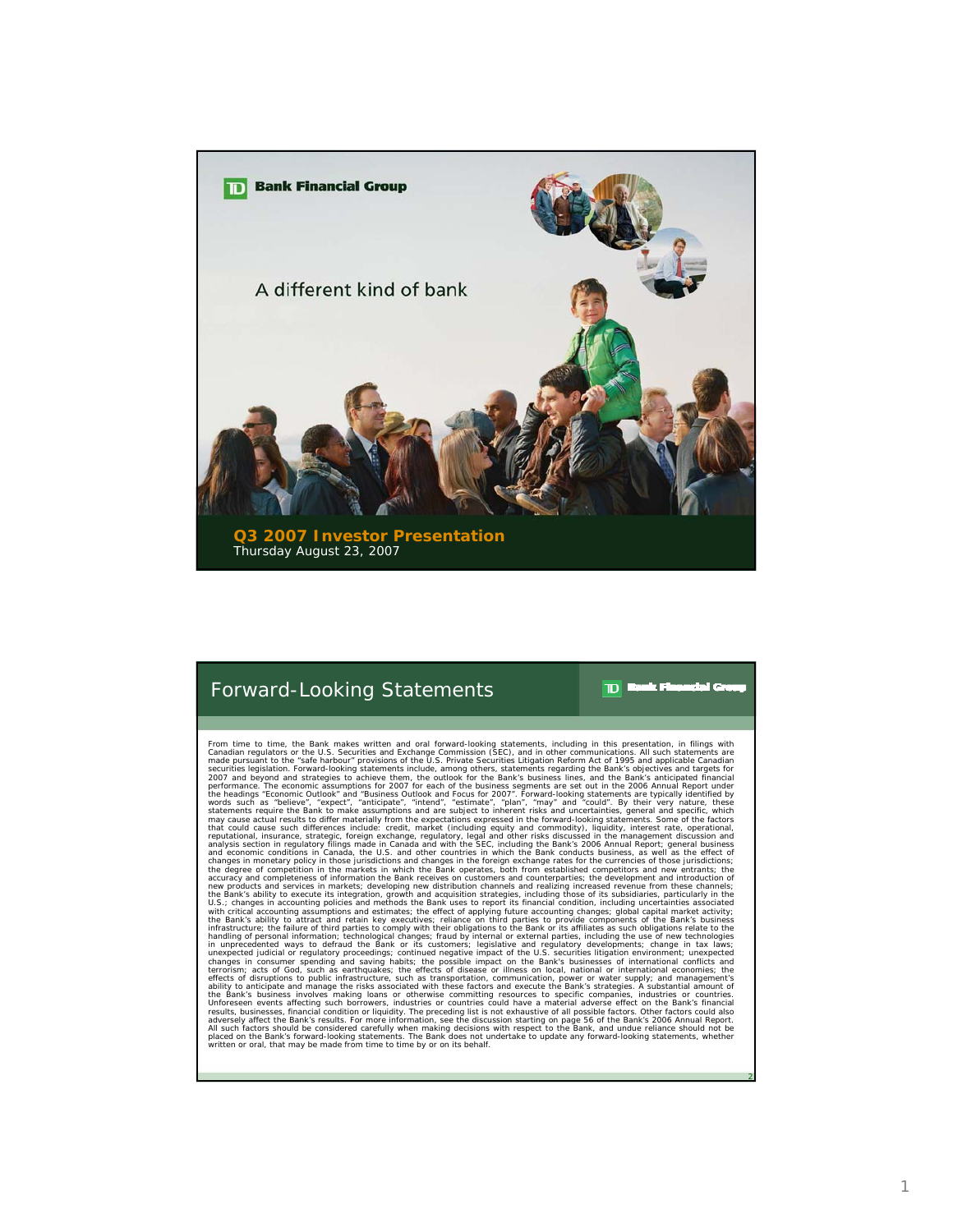**TD Bank Financial Group**

A different kind of bank

**Q3 2007 Investor Presentation**

Thursday August 23, 2007

## Forward-Looking Statements

From time to time, the Bank makes written and oral forward-looking statements, including in this presentation, in filings with Canadian regulators or the U.S. Securities and Exchange Commission (SEC), and in other communications. All such statements are made pursuant to the "safe harbour" provisions of the U.S. Private Securities Litigation Reform Act of 1995 and applicable Canadian securities legislation. Forward-looking statements include, among others, statements regarding the Bank's objectives and targets for 2007 and beyond and strategies to achieve them, the outlook for the Bank's business lines, and the Bank's anticipated financial performance. The economic assumptions for 2007 for each of the business segments are set out in the 2006 Annual Report under the headings "Economic Outlook" and "Business Outlook and Focus for 2007". Forward-looking statements are typically identified by words such as "believe", "expect", "anticipate", "intend", "estimate", "plan", "may" and "could". By their very nature, these statements require the Bank to make assumptions and are subject to inherent risks and uncertainties, general and specific, which may cause actual results to differ materially from the expectations expressed in the forward-looking statements. Some of the factors that could cause such differences include: credit, market (including equity and commodity), liquidity, interest rate, operational, reputational, insurance, strategic, foreign exchange, regulatory, legal and other risks discussed in the management discussion and analysis section in regulatory filings made in Canada and with the SEC, including the Bank's 2006 Annual Report; general business and economic conditions in Canada, the U.S. and other countries in which the Bank conducts business, as well as the effect of changes in monetary policy in those jurisdictions and changes in the foreign exchange rates for the currencies of those jurisdictions; the degree of competition in the markets in which the Bank operates, both from established competitors and new entrants; the accuracy and completeness of information the Bank receives on customers and counterparties; the development and introduction of new products and services in markets; developing new distribution channels and realizing increased revenue from these channels; the Bank's ability to execute its integration, growth and acquisition strategies, including those of its subsidiaries, particularly in the U.S.; changes in accounting policies and methods the Bank uses to report its financial condition, including uncertainties associated with critical accounting assumptions and estimates; the effect of applying future accounting changes; global capital market activity; the Bank's ability to attract and retain key executives; reliance on third parties to provide components of the Bank's business infrastructure; the failure of third parties to comply with their obligations to the Bank or its affiliates as such obligations relate to the handling of personal information; technological changes; fraud by internal or external parties, including the use of new technologies in unprecedented ways to defraud the Bank or its customers; legislative and regulatory developments; change in tax laws; unexpected judicial or regulatory proceedings; continued negative impact of the U.S. securities litigation environment; unexpected changes in consumer spending and saving habits; the possible impact on the Bank's businesses of international conflicts and terrorism; acts of God, such as earthquakes; the effects of disease or illness on local, national or international economies; the effects of disruptions to public infrastructure, such as transportation, communication, power or water supply; and management's ability to anticipate and manage the risks associated with these factors and execute the Bank's strategies. A substantial amount of the Bank's business involves making loans or otherwise committing resources to specific companies, industries or countries. Unforeseen events affecting such borrowers, industries or countries could have a material adverse effect on the Bank's financial results, businesses, financial condition or liquidity. The preceding list is not exhaustive of all possible factors. Other factors could also adversely affect the Bank's results. For more information, see the discussion starting on page 56 of the Bank's 2006 Annual Report. All such factors should be considered carefully when making decisions with respect to the Bank, and undue reliance should not be placed on the Bank's forward-looking statements. The Bank does not undertake to update any forward-looking statements, whether written or oral, that may be made from time to time by or on its behalf.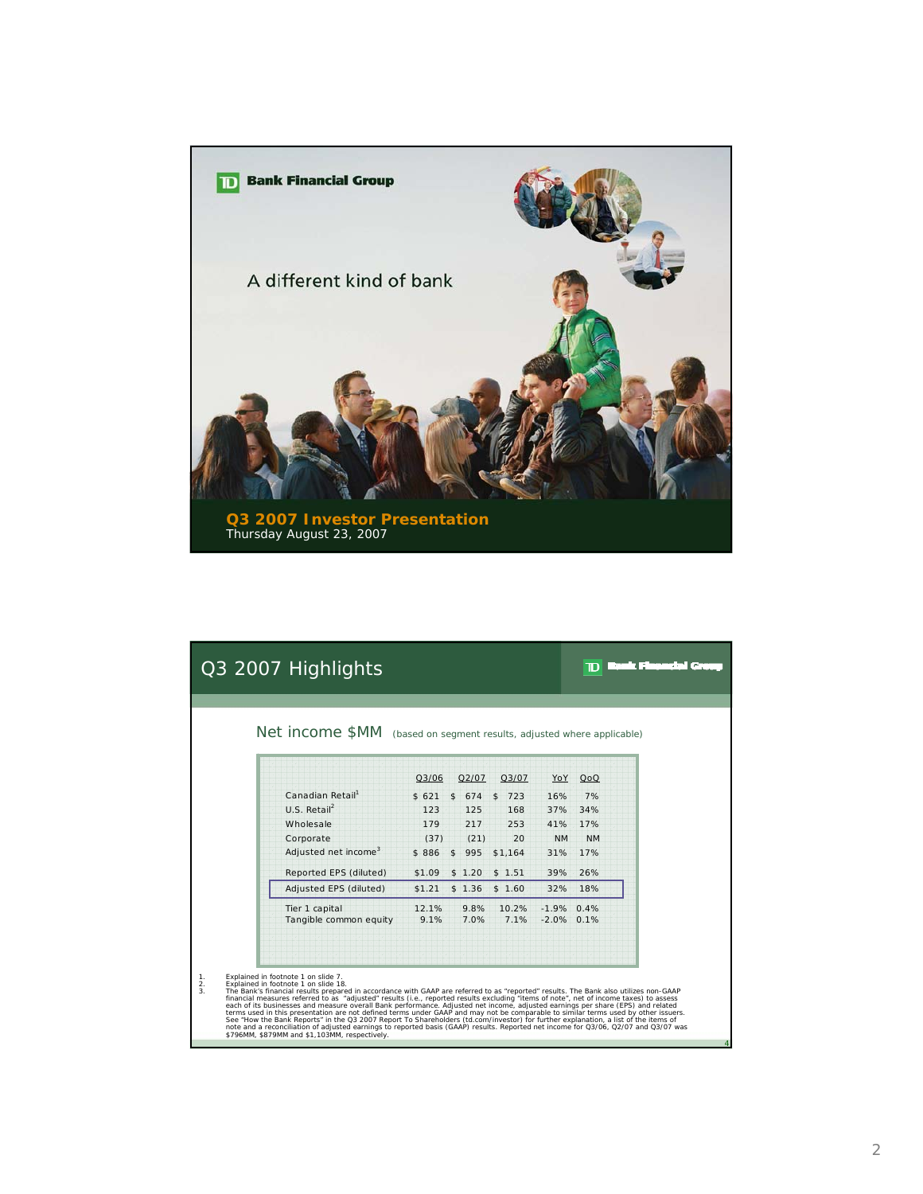TD Bank Financial Group

A different kind of bank

**Q3 2007 Investor Presentation**
Thursday August 23, 2007

# Q3 2007 Highlights

TD Bank Financial Group

## Net income $MM (based on segment results, adjusted where applicable)

| | Q3/06 | Q2/07 | Q3/07 | YoY | QoQ |
|---|---|---|---|---|---|
| Canadian Retail[1] | $ 621 | $ 674 | $ 723 | 16% | 7% |
| U.S. Retail[2] | 123 | 125 | 168 | 37% | 34% |
| Wholesale | 179 | 217 | 253 | 41% | 17% |
| Corporate | (37) | (21) | 20 | NM | NM |
| Adjusted net income[3] | $ 886 | $ 995 | $1,164 | 31% | 17% |
| Reported EPS (diluted) | $1.09 | $ 1.20 | $ 1.51 | 39% | 26% |
| Adjusted EPS (diluted) | $1.21 | $ 1.36 | $ 1.60 | 32% | 18% |
| Tier 1 capital | 12.1% | 9.8% | 10.2% | -1.9% | 0.4% |
| Tangible common equity | 9.1% | 7.0% | 7.1% | -2.0% | 0.1% |

1. Explained in footnote 1 on slide 7.
2. Explained in footnote 1 on slide 18.
3. The Bank's financial results prepared in accordance with GAAP are referred to as "reported" results. The Bank also utilizes non-GAAP financial measures referred to as "adjusted" results (i.e., reported results excluding "items of note", net of income taxes) to assess each of its businesses and measure overall Bank performance. Adjusted net income, adjusted earnings per share (EPS) and related terms used in this presentation are not defined terms under GAAP and may not be comparable to similar terms used by other issuers. See "How the Bank Reports" in the Q3 2007 Report To Shareholders (td.com/investor) for further explanation, a list of the items of note and a reconciliation of adjusted earnings to reported basis (GAAP) results. Reported net income for Q3/06, Q2/07 and Q3/07 was $796MM, $879MM and $1,103MM, respectively.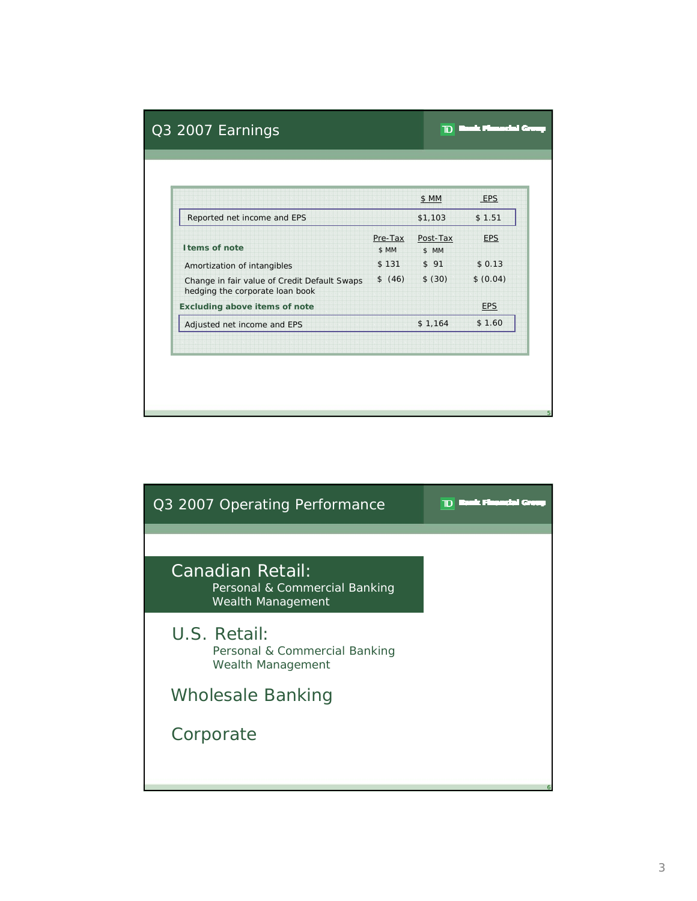## Q3 2007 Earnings

TD Bank Financial Group

| | Pre-Tax $ MM | Post-Tax $ MM | EPS |
|---|---|---|---|
| Reported net income and EPS | | $1,103 | $ 1.51 |
| **Items of note** | | | |
| Amortization of intangibles | $ 131 | $ 91 | $ 0.13 |
| Change in fair value of Credit Default Swaps hedging the corporate loan book | $ (46) | $ (30) | $ (0.04) |
| **Excluding above items of note** | | | |
| Adjusted net income and EPS | | $ 1,164 | $ 1.60 |

## Q3 2007 Operating Performance

TD Bank Financial Group

**Canadian Retail:**
- Personal & Commercial Banking
- Wealth Management

**U.S. Retail:**
- Personal & Commercial Banking
- Wealth Management

**Wholesale Banking**

**Corporate**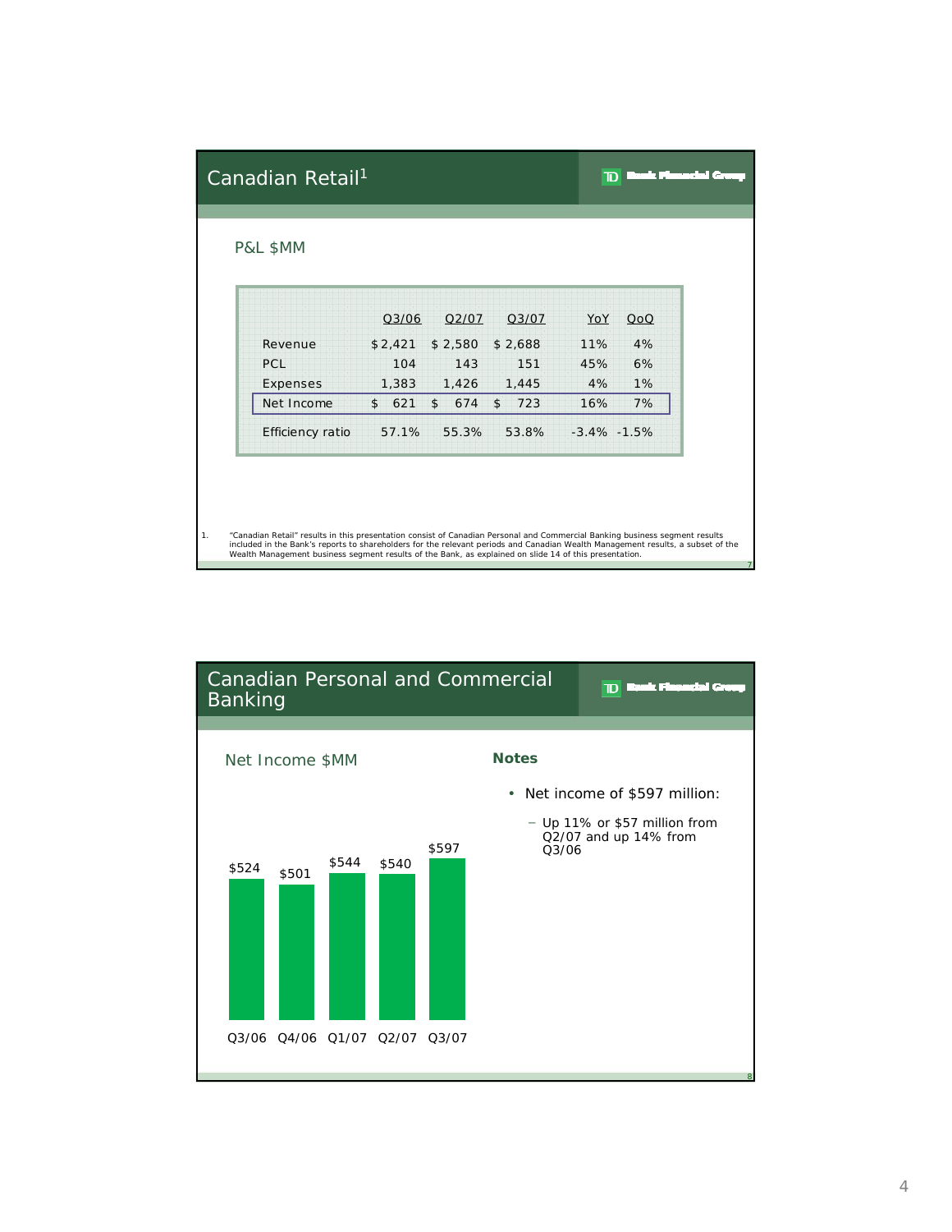## Canadian Retail[1]

TD Bank Financial Group

P&L $MM

| | Q3/06 | Q2/07 | Q3/07 | YoY | QoQ |
|---|---|---|---|---|---|
| Revenue | $ 2,421 | $ 2,580 | $ 2,688 | 11% | 4% |
| PCL | 104 | 143 | 151 | 45% | 6% |
| Expenses | 1,383 | 1,426 | 1,445 | 4% | 1% |
| Net Income | $ 621 | $ 674 | $ 723 | 16% | 7% |
| Efficiency ratio | 57.1% | 55.3% | 53.8% | -3.4% | -1.5% |

1. "Canadian Retail" results in this presentation consist of Canadian Personal and Commercial Banking business segment results included in the Bank's reports to shareholders for the relevant periods and Canadian Wealth Management results, a subset of the Wealth Management business segment results of the Bank, as explained on slide 14 of this presentation.

## Canadian Personal and Commercial Banking

TD Bank Financial Group

Net Income $MM

$524
$501
$544
$540
$597

Q3/06 Q4/06 Q1/07 Q2/07 Q3/07

**Notes**

- Net income of $597 million:
  - Up 11% or $57 million from Q2/07 and up 14% from Q3/06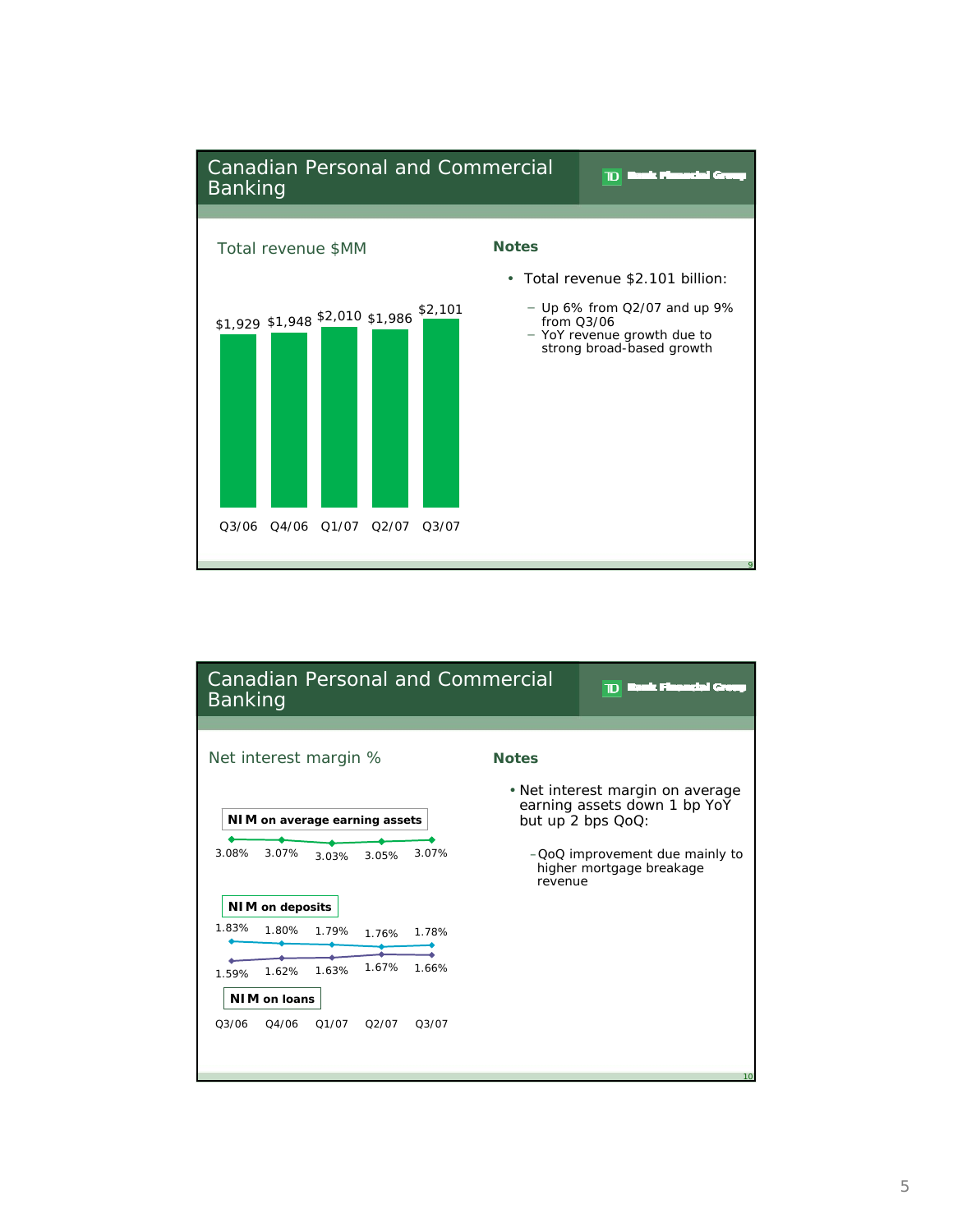## Canadian Personal and Commercial Banking

TD Bank Financial Group

Total revenue $MM

$1,929 $1,948 $2,010 $1,986 $2,101

Q3/06 Q4/06 Q1/07 Q2/07 Q3/07

**Notes**

- Total revenue $2.101 billion:
  - Up 6% from Q2/07 and up 9% from Q3/06
  - YoY revenue growth due to strong broad-based growth

## Canadian Personal and Commercial Banking

TD Bank Financial Group

Net interest margin %

**NIM on average earning assets**

3.08% 3.07% 3.03% 3.05% 3.07%

**NIM on deposits**

1.83% 1.80% 1.79% 1.76% 1.78%

1.59% 1.62% 1.63% 1.67% 1.66%

**NIM on loans**

Q3/06 Q4/06 Q1/07 Q2/07 Q3/07

**Notes**

- Net interest margin on average earning assets down 1 bp YoY but up 2 bps QoQ:
  - QoQ improvement due mainly to higher mortgage breakage revenue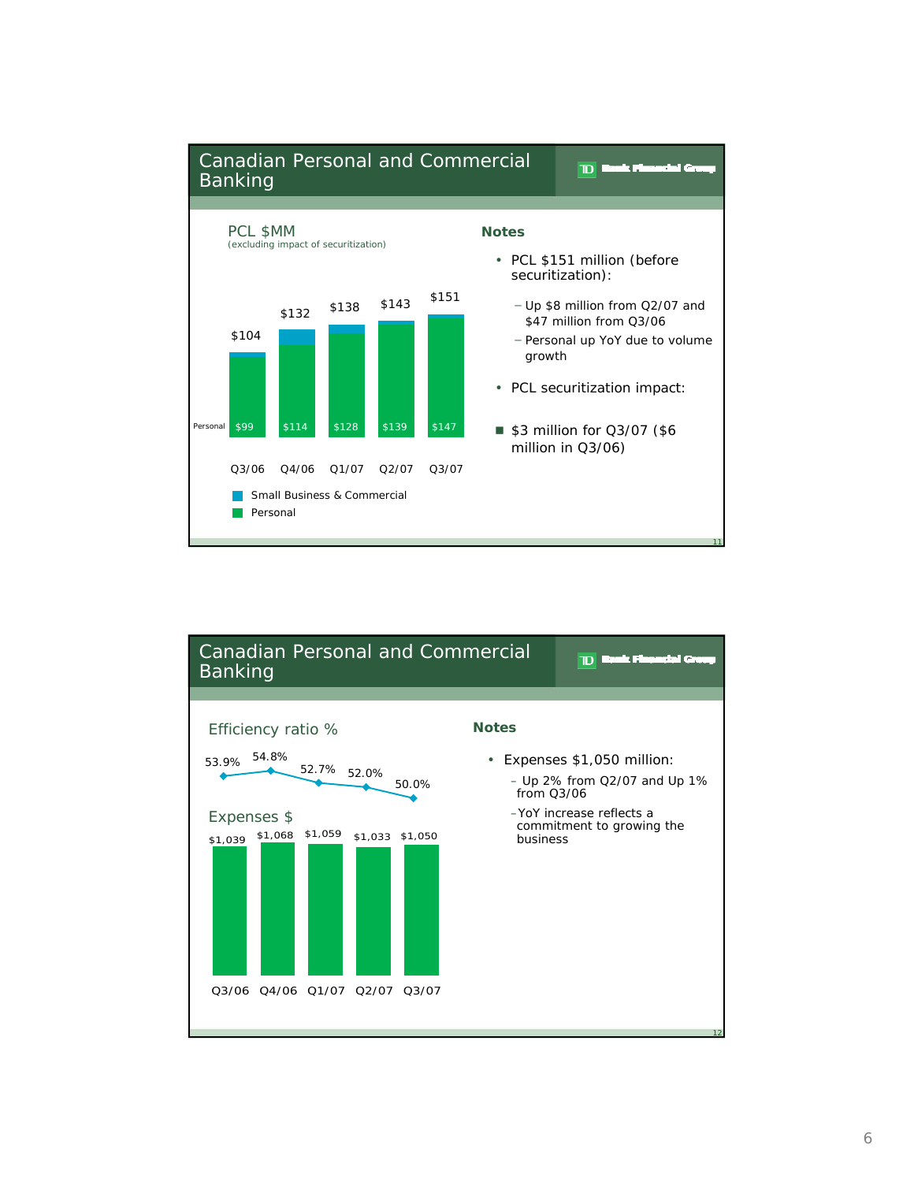## Canadian Personal and Commercial Banking

TD Bank Financial Group

PCL $MM
(excluding impact of securitization)

$104
$132
$138
$143
$151

Personal
$99
$114
$128
$139
$147

Q3/06
Q4/06
Q1/07
Q2/07
Q3/07

Small Business & Commercial
Personal

**Notes**

- PCL $151 million (before securitization):
  - Up $8 million from Q2/07 and $47 million from Q3/06
  - Personal up YoY due to volume growth
- PCL securitization impact:
- $3 million for Q3/07 ($6 million in Q3/06)

## Canadian Personal and Commercial Banking

TD Bank Financial Group

Efficiency ratio %

53.9%
54.8%
52.7%
52.0%
50.0%

Expenses $

$1,039
$1,068
$1,059
$1,033
$1,050

Q3/06
Q4/06
Q1/07
Q2/07
Q3/07

**Notes**

- Expenses $1,050 million:
  - Up 2% from Q2/07 and Up 1% from Q3/06
  - YoY increase reflects a commitment to growing the business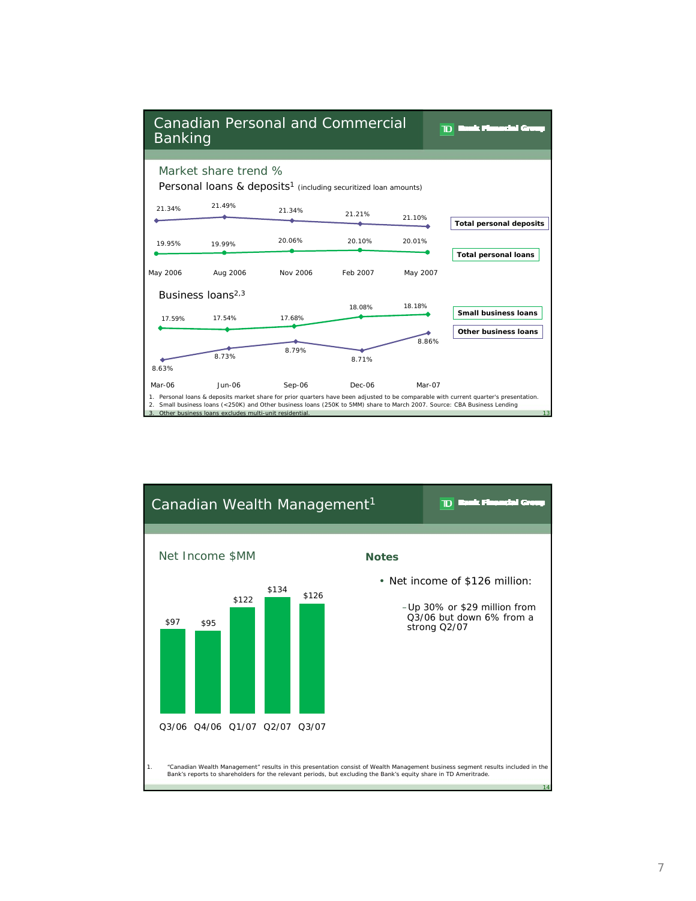## Canadian Personal and Commercial Banking

TD Bank Financial Group

### Market share trend %

Personal loans & deposits[1] (including securitized loan amounts)

21.34% 21.49% 21.34% 21.21% 21.10%

Total personal deposits

19.95% 19.99% 20.06% 20.10% 20.01%

Total personal loans

May 2006 Aug 2006 Nov 2006 Feb 2007 May 2007

Business loans[2,3]

17.59% 17.54% 17.68% 18.08% 18.18%

Small business loans

8.63% 8.73% 8.79% 8.71% 8.86%

Other business loans

Mar-06 Jun-06 Sep-06 Dec-06 Mar-07

1. Personal loans & deposits market share for prior quarters have been adjusted to be comparable with current quarter's presentation.
2. Small business loans (<250K) and Other business loans (250K to 5MM) share to March 2007. Source: CBA Business Lending
3. Other business loans excludes multi-unit residential.

## Canadian Wealth Management[1]

TD Bank Financial Group

### Net Income $MM

$97 $95 $122 $134 $126

Q3/06 Q4/06 Q1/07 Q2/07 Q3/07

**Notes**

- Net income of $126 million:
  - Up 30% or $29 million from Q3/06 but down 6% from a strong Q2/07

1. "Canadian Wealth Management" results in this presentation consist of Wealth Management business segment results included in the Bank's reports to shareholders for the relevant periods, but excluding the Bank's equity share in TD Ameritrade.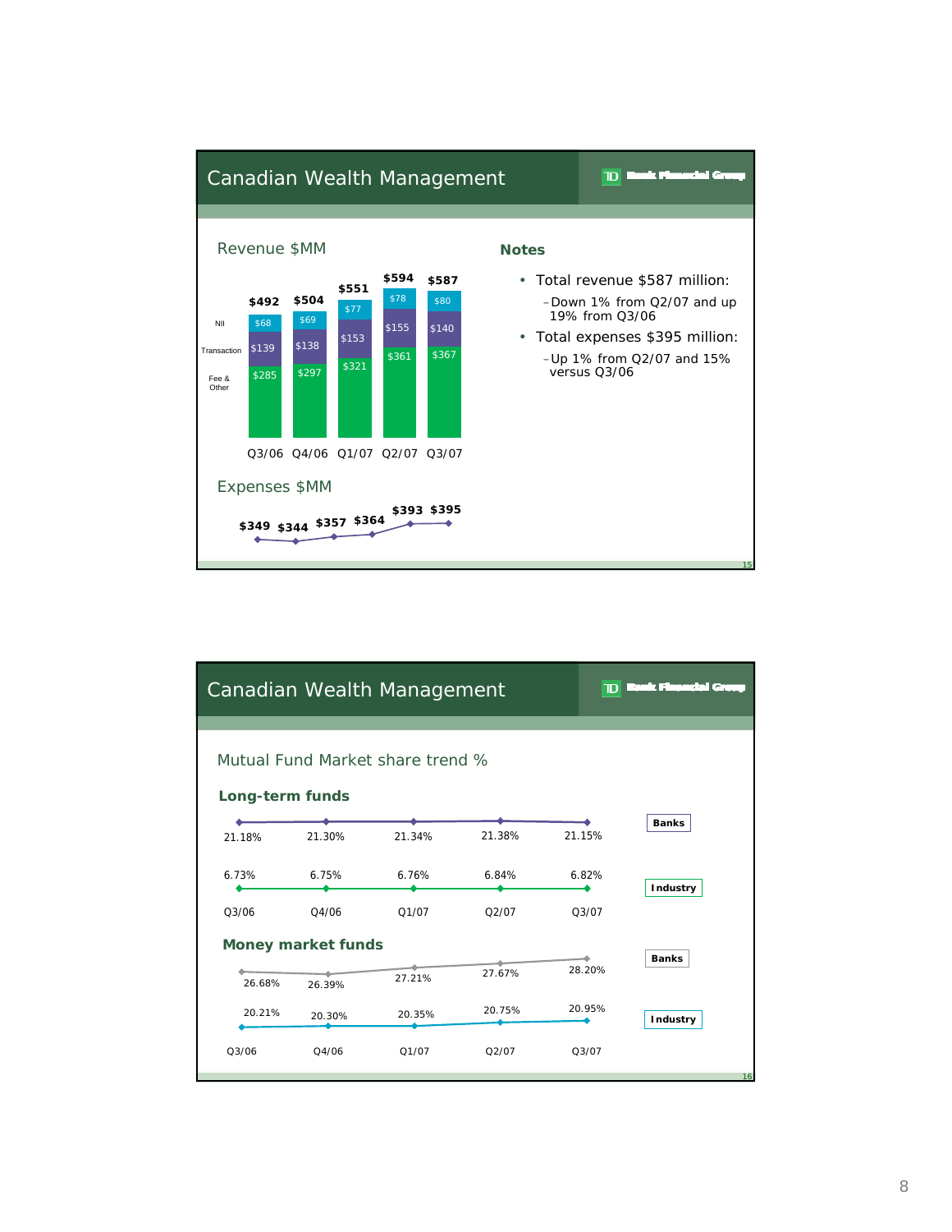## Canadian Wealth Management

TD Bank Financial Group

### Revenue $MM

$492 $504 $551 $594 $587

NII: $68 $69 $77 $78 $80

Transaction: $139 $138 $153 $155 $140

Fee & Other: $285 $297 $321 $361 $367

Q3/06 Q4/06 Q1/07 Q2/07 Q3/07

### Expenses $MM

$349 $344 $357 $364 $393 $395

### Notes

- Total revenue $587 million:
  - Down 1% from Q2/07 and up 19% from Q3/06
- Total expenses $395 million:
  - Up 1% from Q2/07 and 15% versus Q3/06

15

## Canadian Wealth Management

TD Bank Financial Group

### Mutual Fund Market share trend %

**Long-term funds**

Banks: 21.18% 21.30% 21.34% 21.38% 21.15%

Industry: 6.73% 6.75% 6.76% 6.84% 6.82%

Q3/06 Q4/06 Q1/07 Q2/07 Q3/07

**Money market funds**

Banks: 26.68% 26.39% 27.21% 27.67% 28.20%

Industry: 20.21% 20.30% 20.35% 20.75% 20.95%

Q3/06 Q4/06 Q1/07 Q2/07 Q3/07

16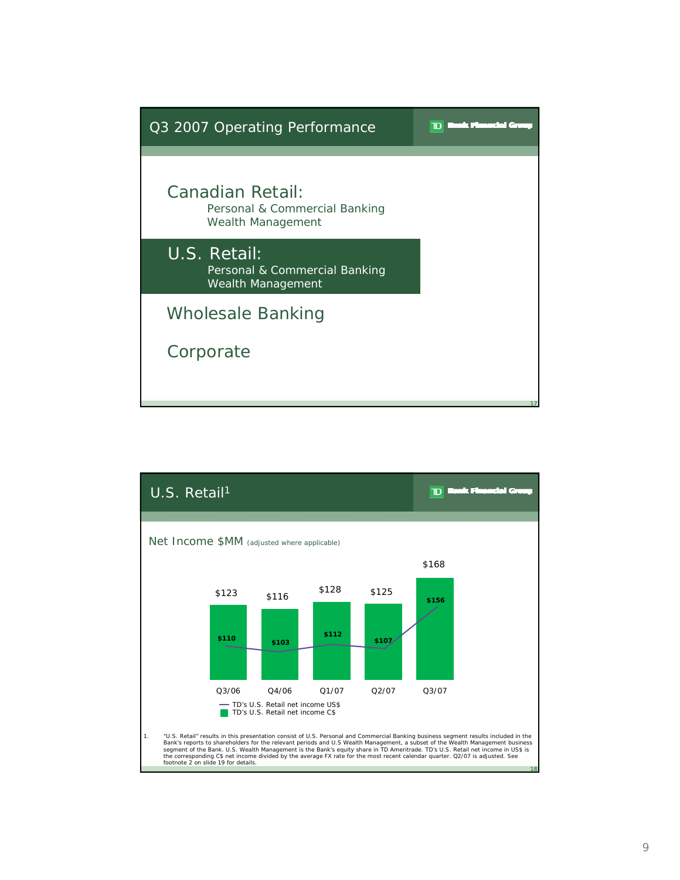## Q3 2007 Operating Performance

TD Bank Financial Group

### Canadian Retail:
Personal & Commercial Banking
Wealth Management

### U.S. Retail:
Personal & Commercial Banking
Wealth Management

### Wholesale Banking

### Corporate

## U.S. Retail[1]

TD Bank Financial Group

Net Income $MM (adjusted where applicable)

$123
$110
Q3/06

$116
$103
Q4/06

$128
$112
Q1/07

$125
$107
Q2/07

$168
$156
Q3/07

TD's U.S. Retail net income US$
TD's U.S. Retail net income C$

1. "U.S. Retail" results in this presentation consist of U.S. Personal and Commercial Banking business segment results included in the Bank's reports to shareholders for the relevant periods and U.S Wealth Management, a subset of the Wealth Management business segment of the Bank. U.S. Wealth Management is the Bank's equity share in TD Ameritrade. TD's U.S. Retail net income in US$ is the corresponding C$ net income divided by the average FX rate for the most recent calendar quarter. Q2/07 is adjusted. See footnote 2 on slide 19 for details.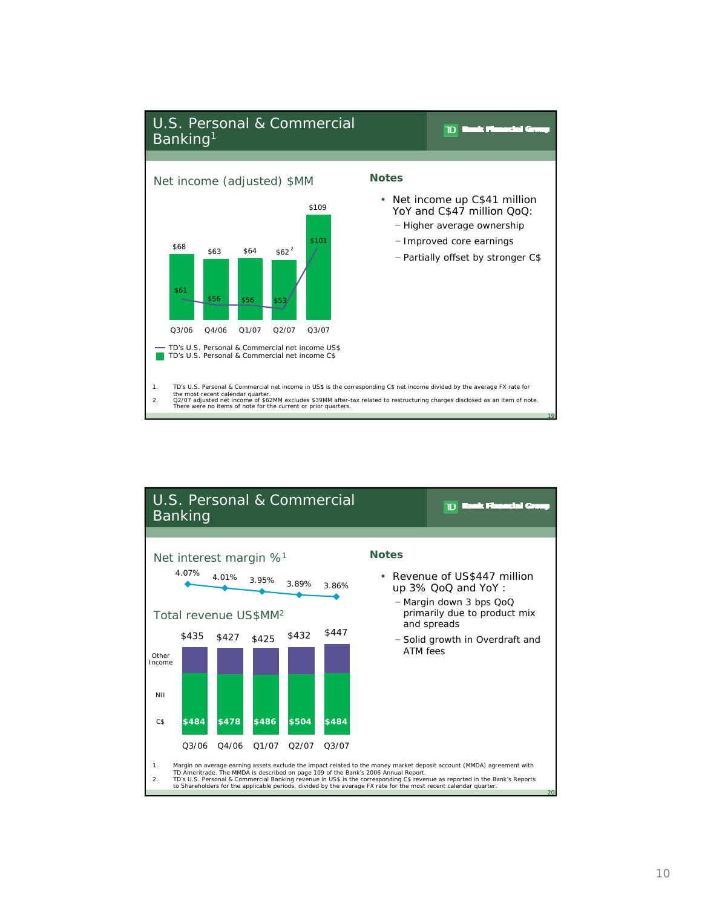# U.S. Personal & Commercial Banking[1]

TD Bank Financial Group

## Net income (adjusted) $MM

$68 $63 $64 $62[2] $109

$61 $56 $56 $53 $101

Q3/06 Q4/06 Q1/07 Q2/07 Q3/07

TD's U.S. Personal & Commercial net income US$
TD's U.S. Personal & Commercial net income C$

### Notes

- Net income up C$41 million YoY and C$47 million QoQ:
  - Higher average ownership
  - Improved core earnings
  - Partially offset by stronger C$

1. TD's U.S. Personal & Commercial net income in US$ is the corresponding C$ net income divided by the average FX rate for the most recent calendar quarter.
2. Q2/07 adjusted net income of $62MM excludes $39MM after-tax related to restructuring charges disclosed as an item of note. There were no items of note for the current or prior quarters.

# U.S. Personal & Commercial Banking

TD Bank Financial Group

## Net interest margin %[1]

4.07% 4.01% 3.95% 3.89% 3.86%

## Total revenue US$MM[2]

$435 $427 $425 $432 $447

Other Income

NII

C$ $484 $478 $486 $504 $484

Q3/06 Q4/06 Q1/07 Q2/07 Q3/07

### Notes

- Revenue of US$447 million up 3% QoQ and YoY :
  - Margin down 3 bps QoQ primarily due to product mix and spreads
  - Solid growth in Overdraft and ATM fees

1. Margin on average earning assets exclude the impact related to the money market deposit account (MMDA) agreement with TD Ameritrade. The MMDA is described on page 109 of the Bank's 2006 Annual Report.
2. TD's U.S. Personal & Commercial Banking revenue in US$ is the corresponding C$ revenue as reported in the Bank's Reports to Shareholders for the applicable periods, divided by the average FX rate for the most recent calendar quarter.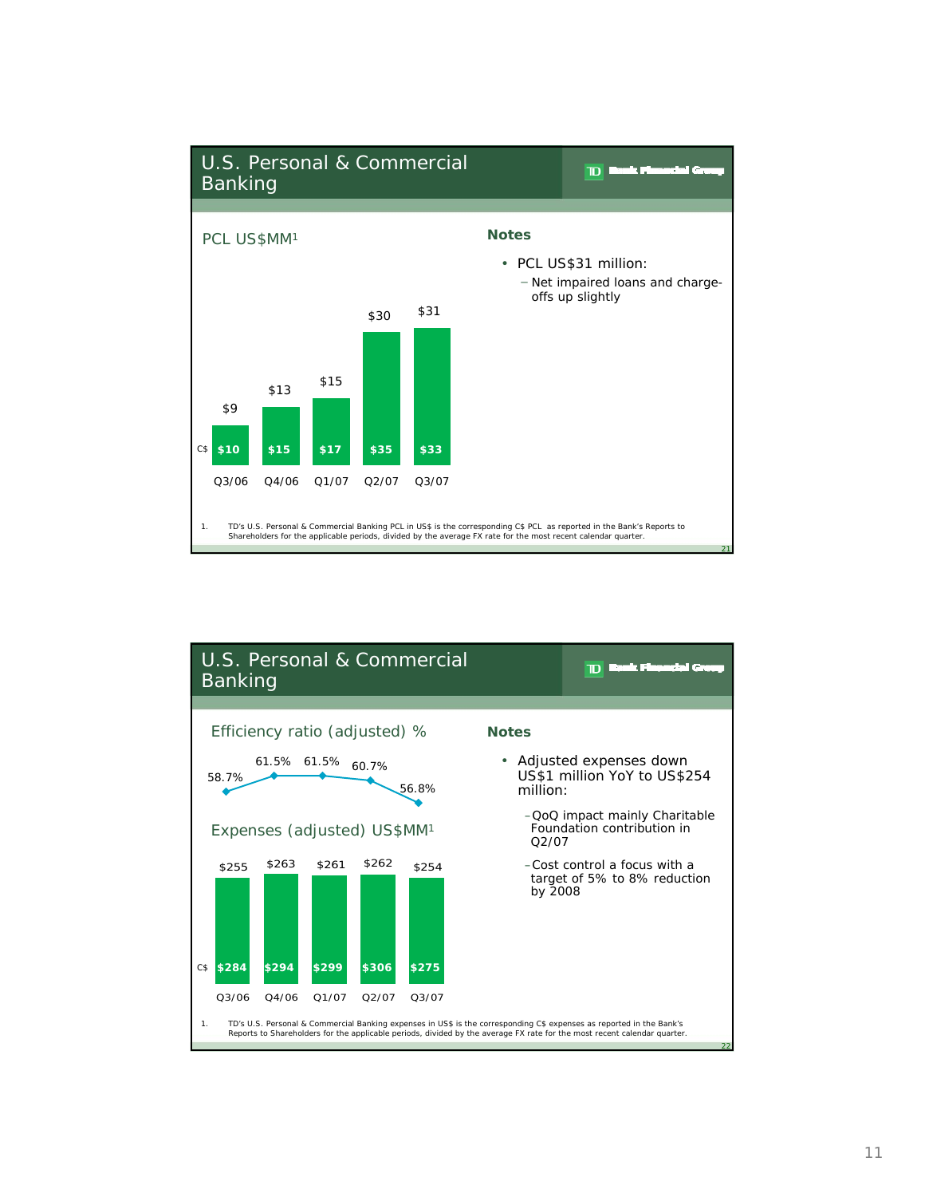## U.S. Personal & Commercial Banking

TD Bank Financial Group

PCL US$MM[1]

$9 $13 $15 $30 $31

C$ $10 $15 $17 $35 $33

Q3/06 Q4/06 Q1/07 Q2/07 Q3/07

**Notes**

- PCL US$31 million:
  - Net impaired loans and charge-offs up slightly

1. TD's U.S. Personal & Commercial Banking PCL in US$ is the corresponding C$ PCL as reported in the Bank's Reports to Shareholders for the applicable periods, divided by the average FX rate for the most recent calendar quarter.

21

## U.S. Personal & Commercial Banking

TD Bank Financial Group

Efficiency ratio (adjusted) %

58.7% 61.5% 61.5% 60.7% 56.8%

Expenses (adjusted) US$MM[1]

$255 $263 $261 $262 $254

C$ $284 $294 $299 $306 $275

Q3/06 Q4/06 Q1/07 Q2/07 Q3/07

**Notes**

- Adjusted expenses down US$1 million YoY to US$254 million:
  - QoQ impact mainly Charitable Foundation contribution in Q2/07
  - Cost control a focus with a target of 5% to 8% reduction by 2008

1. TD's U.S. Personal & Commercial Banking expenses in US$ is the corresponding C$ expenses as reported in the Bank's Reports to Shareholders for the applicable periods, divided by the average FX rate for the most recent calendar quarter.

22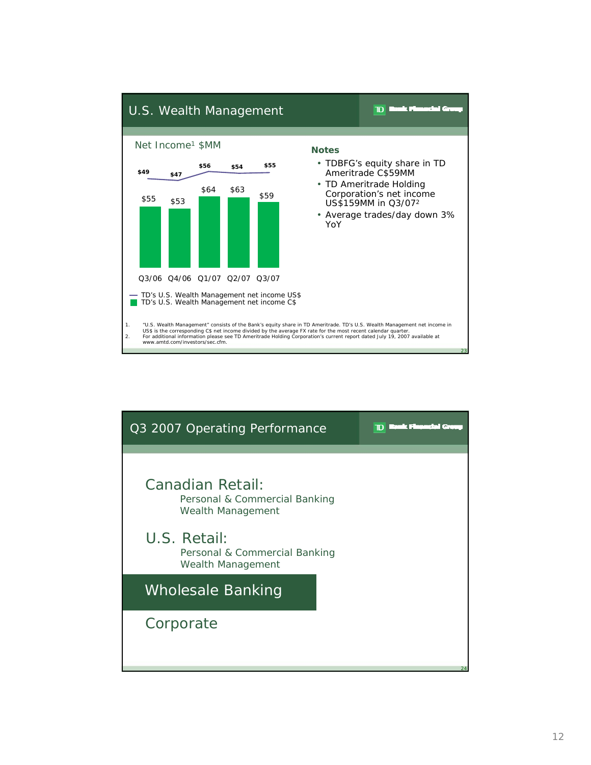## U.S. Wealth Management

**Net Income[1] $MM**

| | Q3/06 | Q4/06 | Q1/07 | Q2/07 | Q3/07 |
|---|---|---|---|---|---|
| TD's U.S. Wealth Management net income US$ | $49 | $47 | $56 | $54 | $55 |
| TD's U.S. Wealth Management net income C$ | $55 | $53 | $64 | $63 | $59 |

**Notes**

- TDBFG's equity share in TD Ameritrade C$59MM
- TD Ameritrade Holding Corporation's net income US$159MM in Q3/07[2]
- Average trades/day down 3% YoY

1. "U.S. Wealth Management" consists of the Bank's equity share in TD Ameritrade. TD's U.S. Wealth Management net income in US$ is the corresponding C$ net income divided by the average FX rate for the most recent calendar quarter.
2. For additional information please see TD Ameritrade Holding Corporation's current report dated July 19, 2007 available at www.amtd.com/investors/sec.cfm.

## Q3 2007 Operating Performance

**Canadian Retail:**
- Personal & Commercial Banking
- Wealth Management

**U.S. Retail:**
- Personal & Commercial Banking
- Wealth Management

**Wholesale Banking**

**Corporate**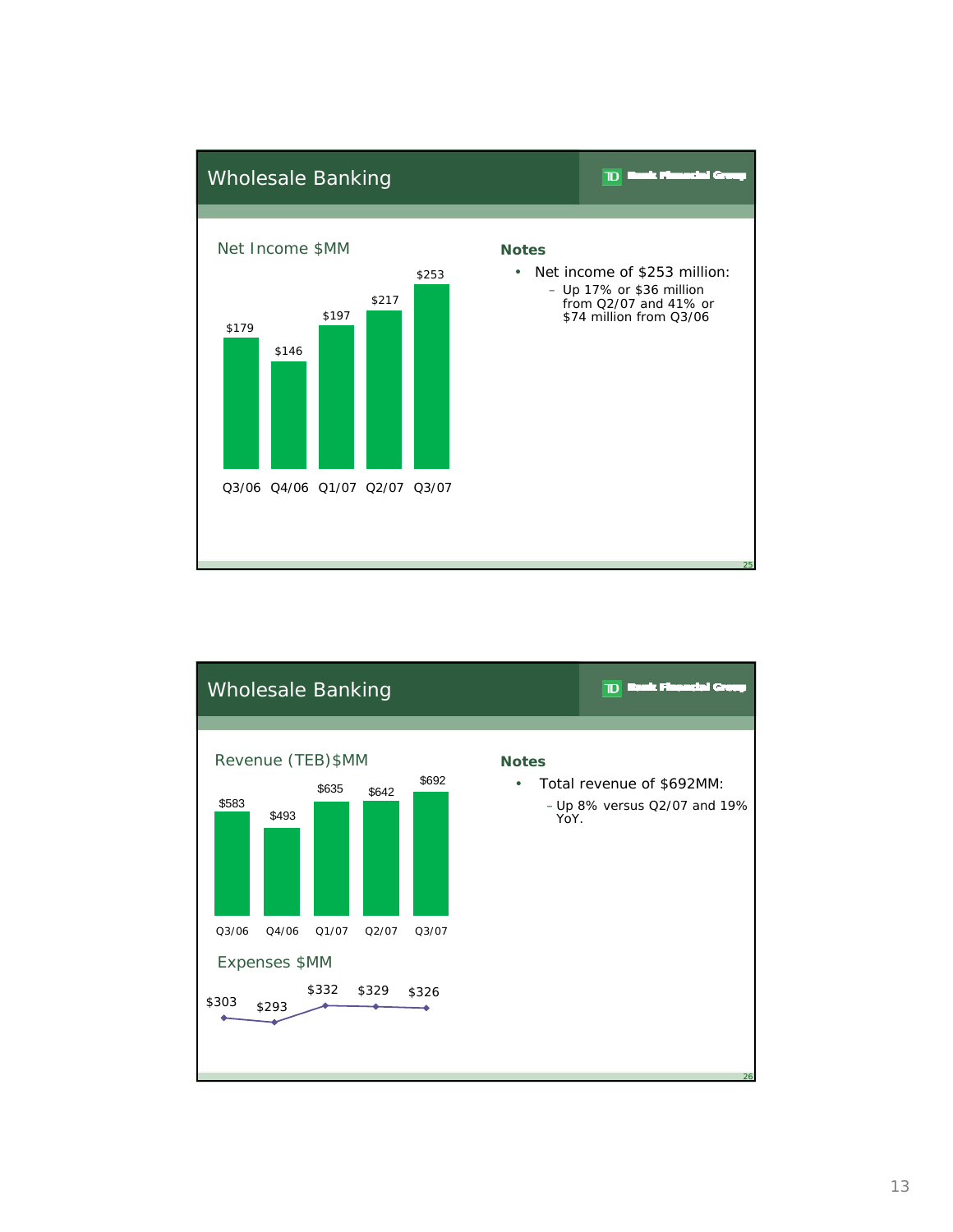## Wholesale Banking

TD Bank Financial Group

Net Income $MM

$179
$146
$197
$217
$253

Q3/06 Q4/06 Q1/07 Q2/07 Q3/07

**Notes**

- Net income of $253 million:
  - Up 17% or $36 million from Q2/07 and 41% or $74 million from Q3/06

## Wholesale Banking

TD Bank Financial Group

Revenue (TEB)$MM

$583
$493
$635
$642
$692

Q3/06 Q4/06 Q1/07 Q2/07 Q3/07

Expenses $MM

$303
$293
$332
$329
$326

**Notes**

- Total revenue of $692MM:
  - Up 8% versus Q2/07 and 19% YoY.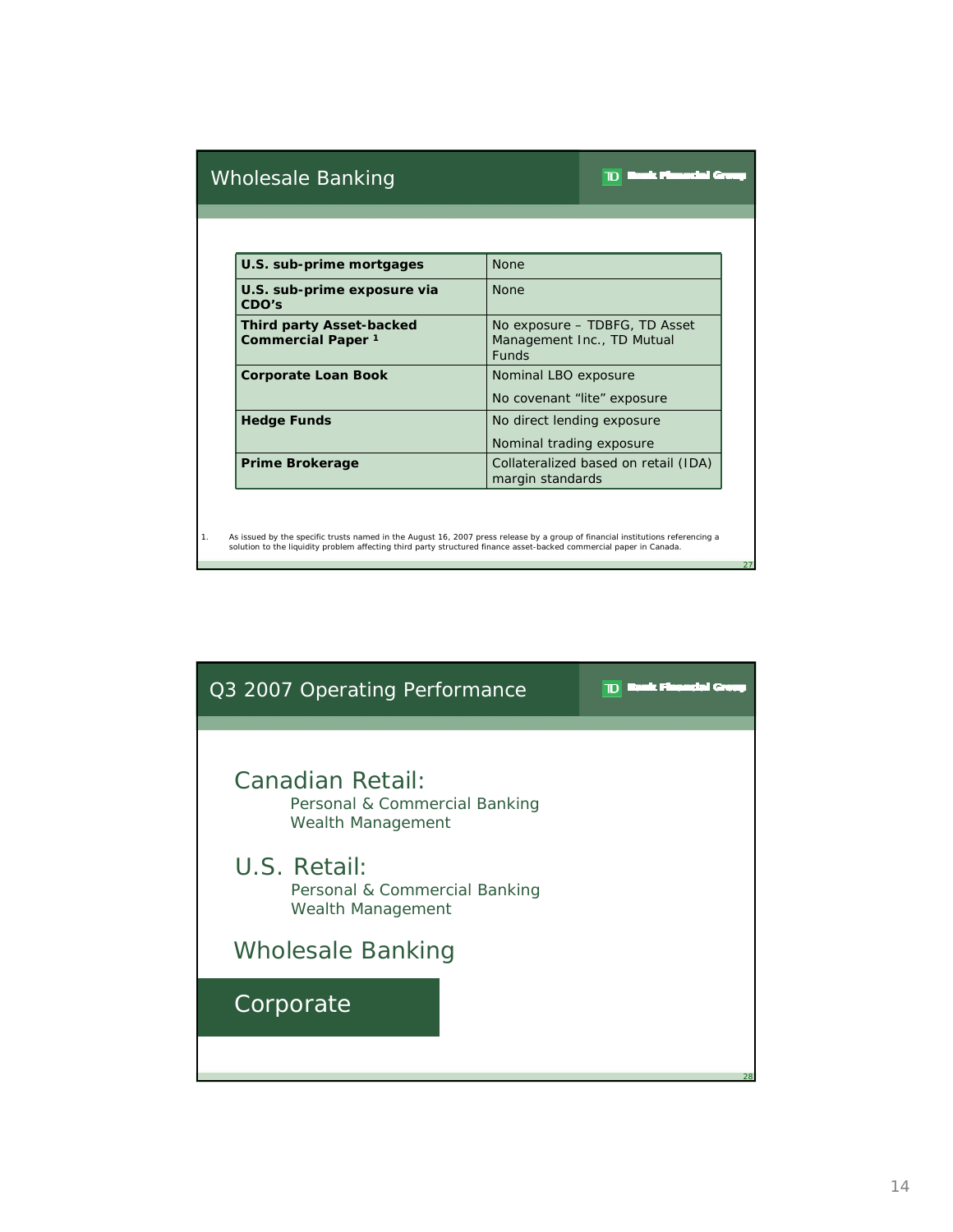## Wholesale Banking

TD Bank Financial Group

| | |
|---|---|
| **U.S. sub-prime mortgages** | None |
| **U.S. sub-prime exposure via CDO's** | None |
| **Third party Asset-backed Commercial Paper** [1] | No exposure – TDBFG, TD Asset Management Inc., TD Mutual Funds |
| **Corporate Loan Book** | Nominal LBO exposure<br>No covenant "lite" exposure |
| **Hedge Funds** | No direct lending exposure<br>Nominal trading exposure |
| **Prime Brokerage** | Collateralized based on retail (IDA) margin standards |

1. As issued by the specific trusts named in the August 16, 2007 press release by a group of financial institutions referencing a solution to the liquidity problem affecting third party structured finance asset-backed commercial paper in Canada.

## Q3 2007 Operating Performance

TD Bank Financial Group

Canadian Retail:
- Personal & Commercial Banking
- Wealth Management

U.S. Retail:
- Personal & Commercial Banking
- Wealth Management

Wholesale Banking

**Corporate**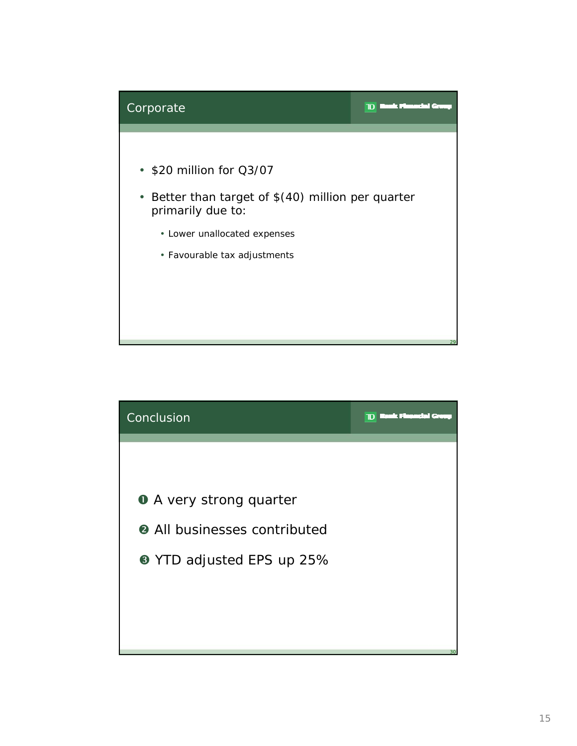## Corporate

- $20 million for Q3/07
- Better than target of $(40) million per quarter primarily due to:
  - Lower unallocated expenses
  - Favourable tax adjustments

## Conclusion

❶ A very strong quarter

❷ All businesses contributed

❸ YTD adjusted EPS up 25%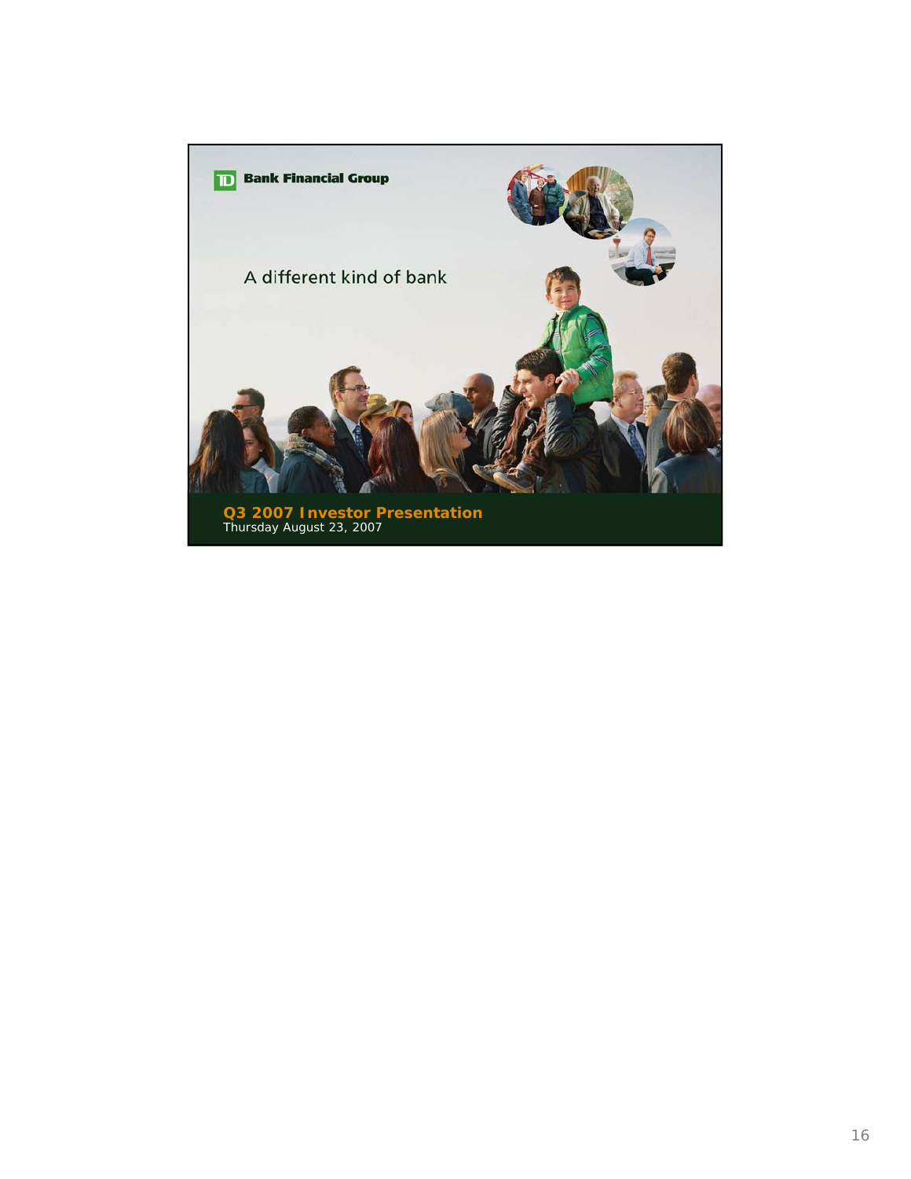TD Bank Financial Group

A different kind of bank

**Q3 2007 Investor Presentation**

Thursday August 23, 2007